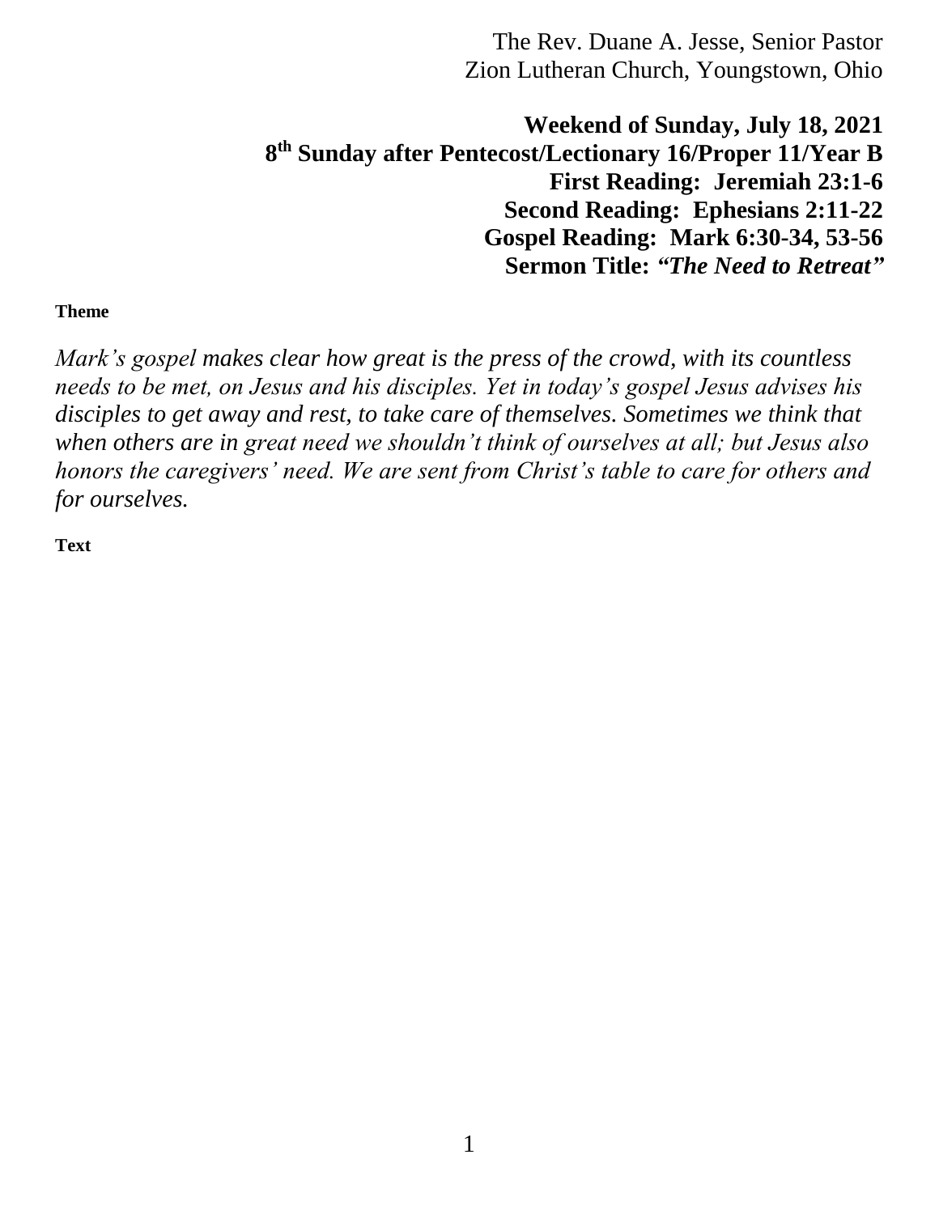The Rev. Duane A. Jesse, Senior Pastor
Zion Lutheran Church, Youngstown, Ohio

**Weekend of Sunday, July 18, 2021**
**8th Sunday after Pentecost/Lectionary 16/Proper 11/Year B**
**First Reading: Jeremiah 23:1-6**
**Second Reading: Ephesians 2:11-22**
**Gospel Reading: Mark 6:30-34, 53-56**
**Sermon Title: *"The Need to Retreat"***

**Theme**

*Mark's gospel makes clear how great is the press of the crowd, with its countless needs to be met, on Jesus and his disciples. Yet in today's gospel Jesus advises his disciples to get away and rest, to take care of themselves. Sometimes we think that when others are in great need we shouldn't think of ourselves at all; but Jesus also honors the caregivers' need. We are sent from Christ's table to care for others and for ourselves.*

**Text**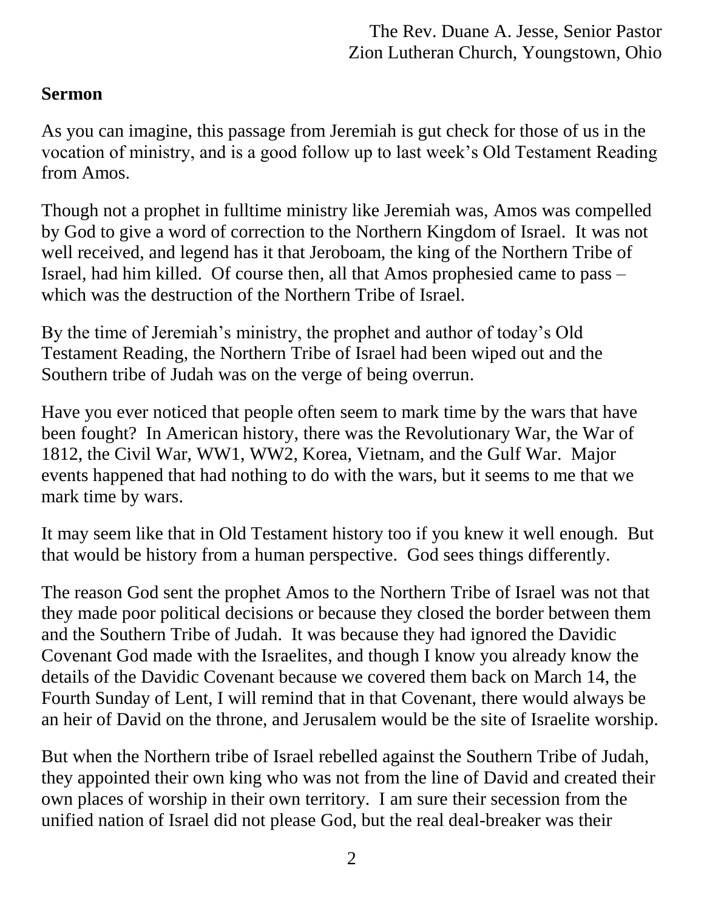The Rev. Duane A. Jesse, Senior Pastor
Zion Lutheran Church, Youngstown, Ohio

**Sermon**

As you can imagine, this passage from Jeremiah is gut check for those of us in the vocation of ministry, and is a good follow up to last week's Old Testament Reading from Amos.

Though not a prophet in fulltime ministry like Jeremiah was, Amos was compelled by God to give a word of correction to the Northern Kingdom of Israel. It was not well received, and legend has it that Jeroboam, the king of the Northern Tribe of Israel, had him killed. Of course then, all that Amos prophesied came to pass – which was the destruction of the Northern Tribe of Israel.

By the time of Jeremiah's ministry, the prophet and author of today's Old Testament Reading, the Northern Tribe of Israel had been wiped out and the Southern tribe of Judah was on the verge of being overrun.

Have you ever noticed that people often seem to mark time by the wars that have been fought? In American history, there was the Revolutionary War, the War of 1812, the Civil War, WW1, WW2, Korea, Vietnam, and the Gulf War. Major events happened that had nothing to do with the wars, but it seems to me that we mark time by wars.

It may seem like that in Old Testament history too if you knew it well enough. But that would be history from a human perspective. God sees things differently.

The reason God sent the prophet Amos to the Northern Tribe of Israel was not that they made poor political decisions or because they closed the border between them and the Southern Tribe of Judah. It was because they had ignored the Davidic Covenant God made with the Israelites, and though I know you already know the details of the Davidic Covenant because we covered them back on March 14, the Fourth Sunday of Lent, I will remind that in that Covenant, there would always be an heir of David on the throne, and Jerusalem would be the site of Israelite worship.

But when the Northern tribe of Israel rebelled against the Southern Tribe of Judah, they appointed their own king who was not from the line of David and created their own places of worship in their own territory. I am sure their secession from the unified nation of Israel did not please God, but the real deal-breaker was their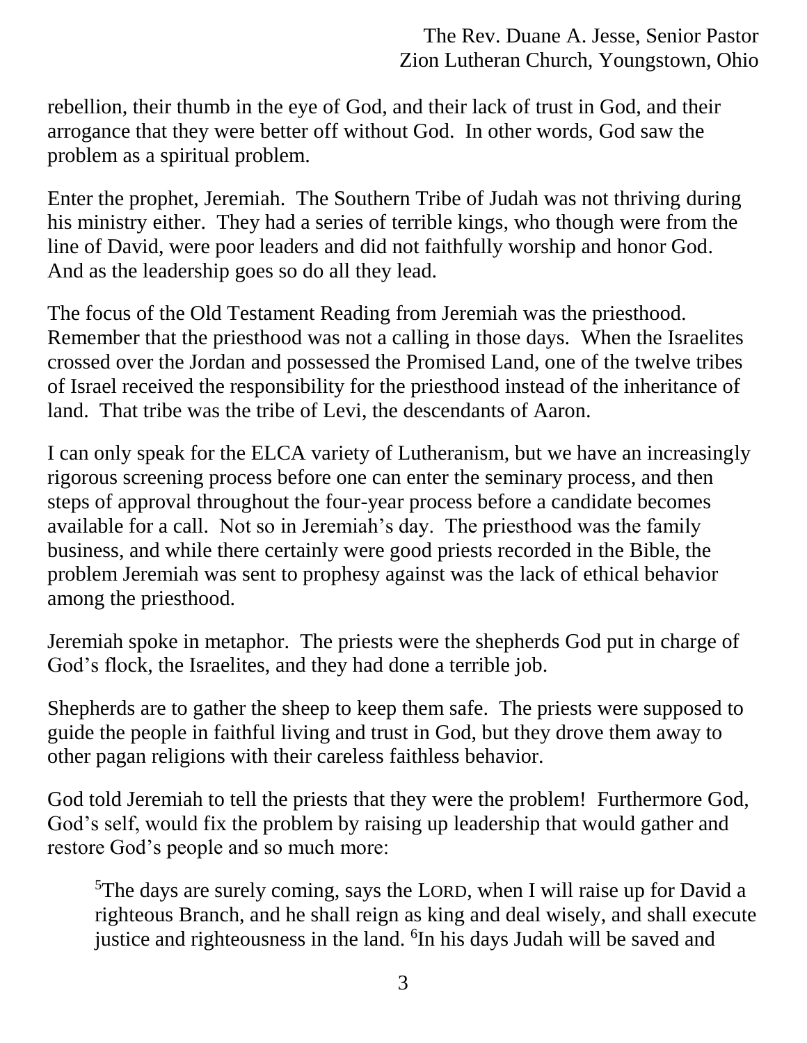rebellion, their thumb in the eye of God, and their lack of trust in God, and their arrogance that they were better off without God. In other words, God saw the problem as a spiritual problem.

Enter the prophet, Jeremiah. The Southern Tribe of Judah was not thriving during his ministry either. They had a series of terrible kings, who though were from the line of David, were poor leaders and did not faithfully worship and honor God. And as the leadership goes so do all they lead.

The focus of the Old Testament Reading from Jeremiah was the priesthood. Remember that the priesthood was not a calling in those days. When the Israelites crossed over the Jordan and possessed the Promised Land, one of the twelve tribes of Israel received the responsibility for the priesthood instead of the inheritance of land. That tribe was the tribe of Levi, the descendants of Aaron.

I can only speak for the ELCA variety of Lutheranism, but we have an increasingly rigorous screening process before one can enter the seminary process, and then steps of approval throughout the four-year process before a candidate becomes available for a call. Not so in Jeremiah's day. The priesthood was the family business, and while there certainly were good priests recorded in the Bible, the problem Jeremiah was sent to prophesy against was the lack of ethical behavior among the priesthood.

Jeremiah spoke in metaphor. The priests were the shepherds God put in charge of God's flock, the Israelites, and they had done a terrible job.

Shepherds are to gather the sheep to keep them safe. The priests were supposed to guide the people in faithful living and trust in God, but they drove them away to other pagan religions with their careless faithless behavior.

God told Jeremiah to tell the priests that they were the problem! Furthermore God, God's self, would fix the problem by raising up leadership that would gather and restore God's people and so much more:

> [5]The days are surely coming, says the LORD, when I will raise up for David a righteous Branch, and he shall reign as king and deal wisely, and shall execute justice and righteousness in the land. [6]In his days Judah will be saved and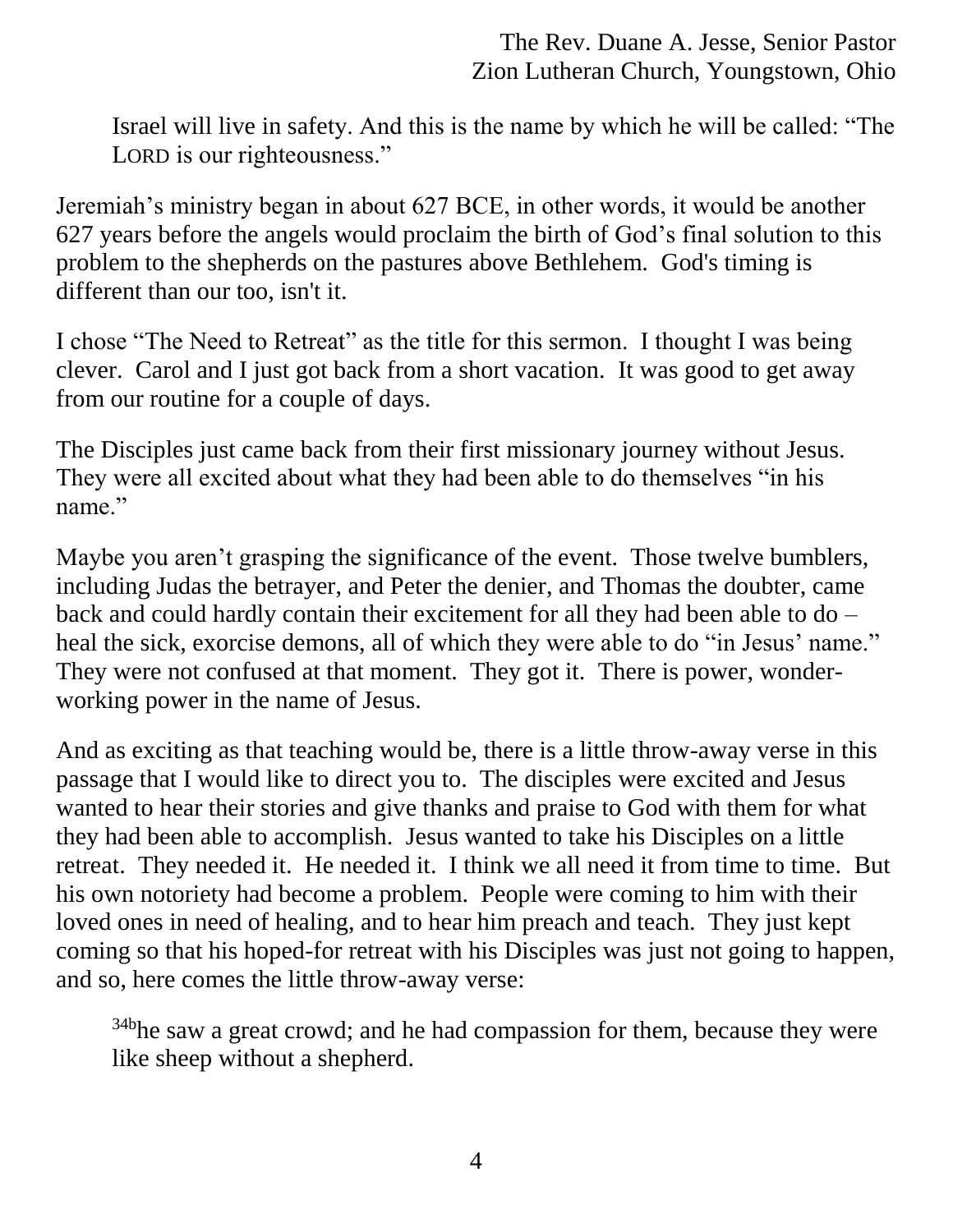> Israel will live in safety. And this is the name by which he will be called: "The LORD is our righteousness."

Jeremiah's ministry began in about 627 BCE, in other words, it would be another 627 years before the angels would proclaim the birth of God's final solution to this problem to the shepherds on the pastures above Bethlehem. God's timing is different than our too, isn't it.

I chose "The Need to Retreat" as the title for this sermon. I thought I was being clever. Carol and I just got back from a short vacation. It was good to get away from our routine for a couple of days.

The Disciples just came back from their first missionary journey without Jesus. They were all excited about what they had been able to do themselves "in his name."

Maybe you aren't grasping the significance of the event. Those twelve bumblers, including Judas the betrayer, and Peter the denier, and Thomas the doubter, came back and could hardly contain their excitement for all they had been able to do – heal the sick, exorcise demons, all of which they were able to do "in Jesus' name." They were not confused at that moment. They got it. There is power, wonder-working power in the name of Jesus.

And as exciting as that teaching would be, there is a little throw-away verse in this passage that I would like to direct you to. The disciples were excited and Jesus wanted to hear their stories and give thanks and praise to God with them for what they had been able to accomplish. Jesus wanted to take his Disciples on a little retreat. They needed it. He needed it. I think we all need it from time to time. But his own notoriety had become a problem. People were coming to him with their loved ones in need of healing, and to hear him preach and teach. They just kept coming so that his hoped-for retreat with his Disciples was just not going to happen, and so, here comes the little throw-away verse:

> [34b]he saw a great crowd; and he had compassion for them, because they were like sheep without a shepherd.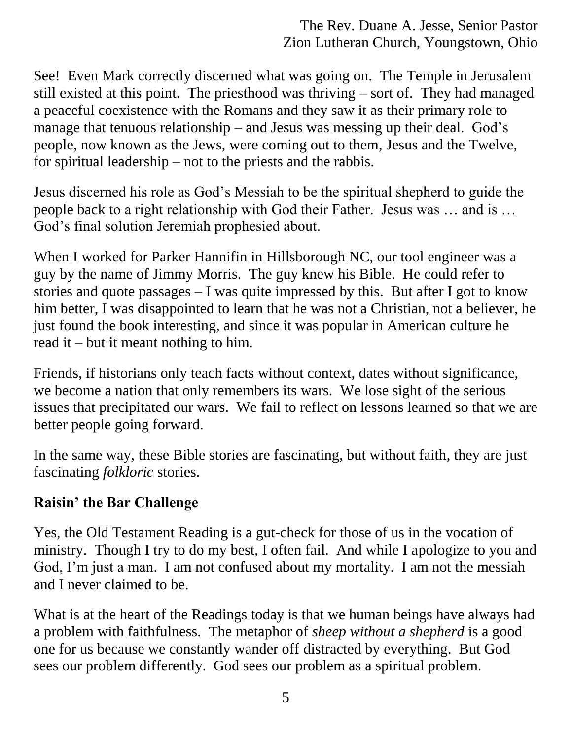See! Even Mark correctly discerned what was going on. The Temple in Jerusalem still existed at this point. The priesthood was thriving – sort of. They had managed a peaceful coexistence with the Romans and they saw it as their primary role to manage that tenuous relationship – and Jesus was messing up their deal. God's people, now known as the Jews, were coming out to them, Jesus and the Twelve, for spiritual leadership – not to the priests and the rabbis.

Jesus discerned his role as God's Messiah to be the spiritual shepherd to guide the people back to a right relationship with God their Father. Jesus was … and is … God's final solution Jeremiah prophesied about.

When I worked for Parker Hannifin in Hillsborough NC, our tool engineer was a guy by the name of Jimmy Morris. The guy knew his Bible. He could refer to stories and quote passages – I was quite impressed by this. But after I got to know him better, I was disappointed to learn that he was not a Christian, not a believer, he just found the book interesting, and since it was popular in American culture he read it – but it meant nothing to him.

Friends, if historians only teach facts without context, dates without significance, we become a nation that only remembers its wars. We lose sight of the serious issues that precipitated our wars. We fail to reflect on lessons learned so that we are better people going forward.

In the same way, these Bible stories are fascinating, but without faith, they are just fascinating *folkloric* stories.

## Raisin' the Bar Challenge

Yes, the Old Testament Reading is a gut-check for those of us in the vocation of ministry. Though I try to do my best, I often fail. And while I apologize to you and God, I'm just a man. I am not confused about my mortality. I am not the messiah and I never claimed to be.

What is at the heart of the Readings today is that we human beings have always had a problem with faithfulness. The metaphor of *sheep without a shepherd* is a good one for us because we constantly wander off distracted by everything. But God sees our problem differently. God sees our problem as a spiritual problem.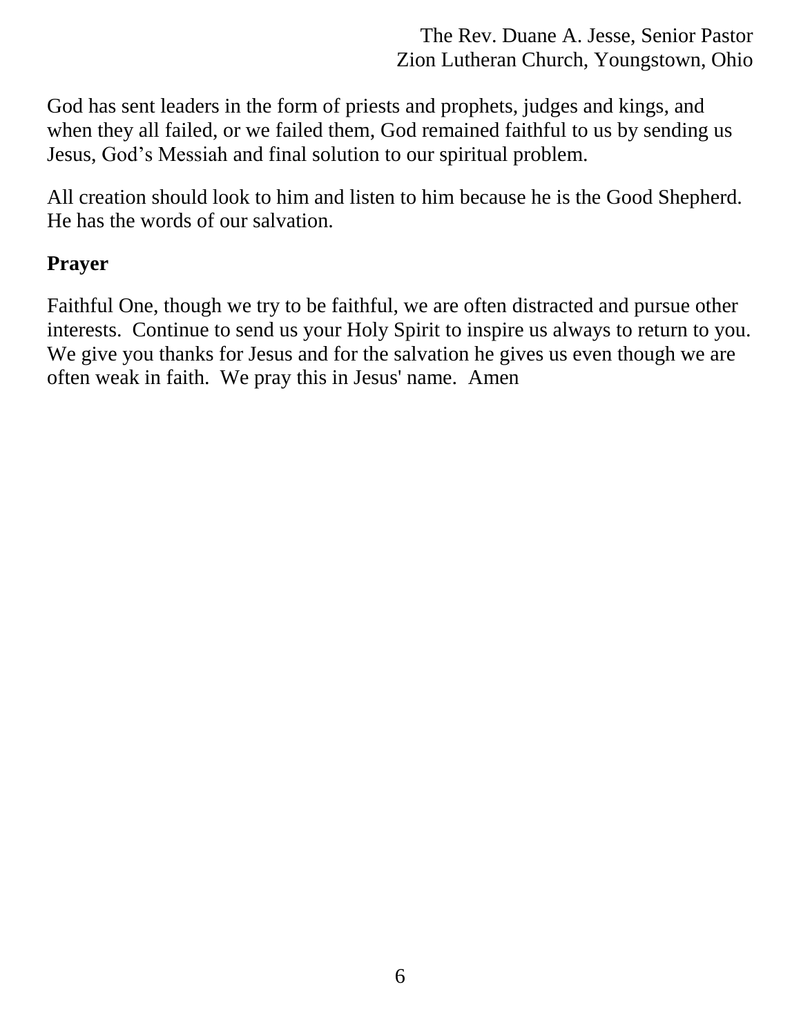The Rev. Duane A. Jesse, Senior Pastor
Zion Lutheran Church, Youngstown, Ohio

God has sent leaders in the form of priests and prophets, judges and kings, and when they all failed, or we failed them, God remained faithful to us by sending us Jesus, God's Messiah and final solution to our spiritual problem.

All creation should look to him and listen to him because he is the Good Shepherd. He has the words of our salvation.

**Prayer**

Faithful One, though we try to be faithful, we are often distracted and pursue other interests. Continue to send us your Holy Spirit to inspire us always to return to you. We give you thanks for Jesus and for the salvation he gives us even though we are often weak in faith. We pray this in Jesus' name. Amen